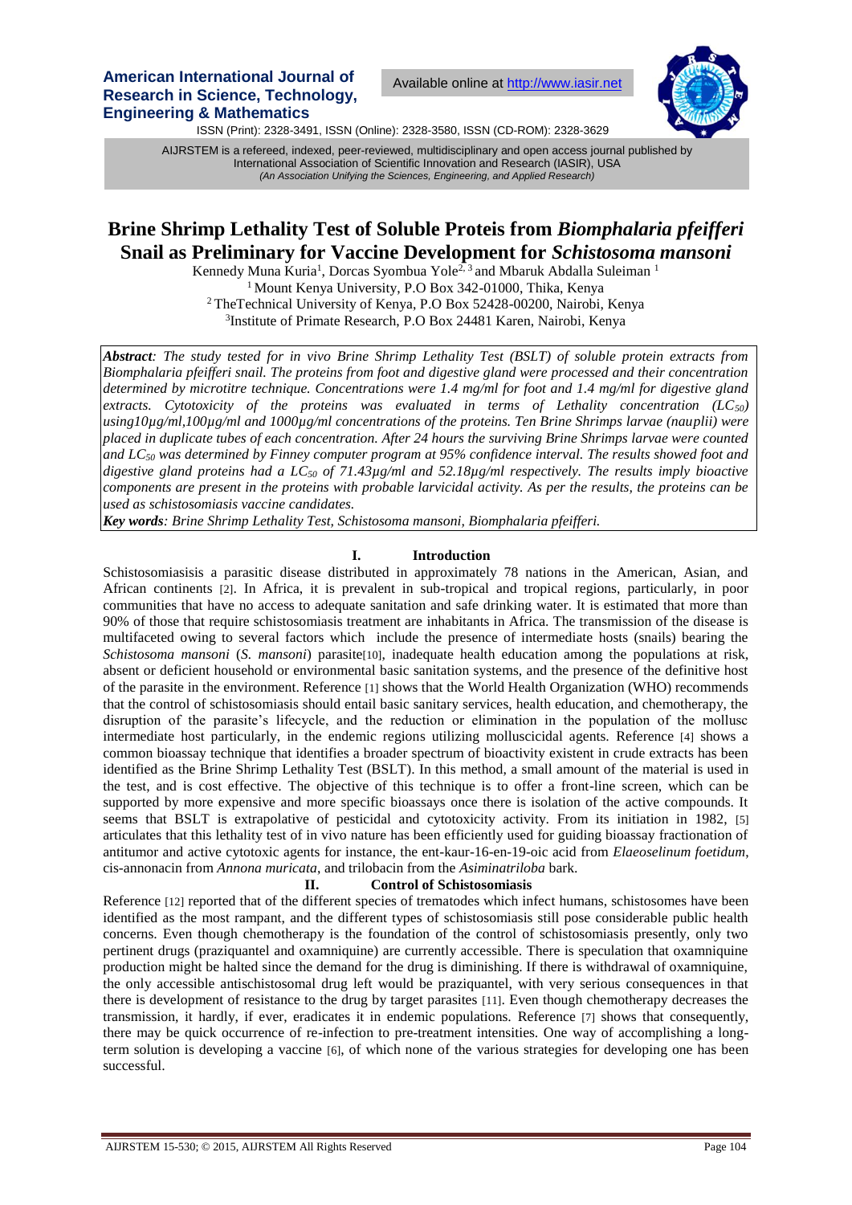# Brine Shrimp Lethality Test of Soluble Proteis from *Biomphalaria pfeifferi* Snail as Preliminary for Vaccine Development for *Schistosoma mansoni*

Kennedy Muna Kuria[1], Dorcas Syombua Yole[2, 3] and Mbaruk Abdalla Suleiman [1]

[1] Mount Kenya University, P.O Box 342-01000, Thika, Kenya
[2] TheTechnical University of Kenya, P.O Box 52428-00200, Nairobi, Kenya
[3] Institute of Primate Research, P.O Box 24481 Karen, Nairobi, Kenya

***Abstract***: *The study tested for in vivo Brine Shrimp Lethality Test (BSLT) of soluble protein extracts from Biomphalaria pfeifferi snail. The proteins from foot and digestive gland were processed and their concentration determined by microtitre technique. Concentrations were 1.4 mg/ml for foot and 1.4 mg/ml for digestive gland extracts. Cytotoxicity of the proteins was evaluated in terms of Lethality concentration ($LC_{50}$) using10µg/ml,100µg/ml and 1000µg/ml concentrations of the proteins. Ten Brine Shrimps larvae (nauplii) were placed in duplicate tubes of each concentration. After 24 hours the surviving Brine Shrimps larvae were counted and $LC_{50}$ was determined by Finney computer program at 95% confidence interval. The results showed foot and digestive gland proteins had a $LC_{50}$ of 71.43µg/ml and 52.18µg/ml respectively. The results imply bioactive components are present in the proteins with probable larvicidal activity. As per the results, the proteins can be used as schistosomiasis vaccine candidates.*

***Key words***: *Brine Shrimp Lethality Test, Schistosoma mansoni, Biomphalaria pfeifferi.*

## I. Introduction

Schistosomiasisis a parasitic disease distributed in approximately 78 nations in the American, Asian, and African continents [2]. In Africa, it is prevalent in sub-tropical and tropical regions, particularly, in poor communities that have no access to adequate sanitation and safe drinking water. It is estimated that more than 90% of those that require schistosomiasis treatment are inhabitants in Africa. The transmission of the disease is multifaceted owing to several factors which include the presence of intermediate hosts (snails) bearing the *Schistosoma mansoni* (*S. mansoni*) parasite[10], inadequate health education among the populations at risk, absent or deficient household or environmental basic sanitation systems, and the presence of the definitive host of the parasite in the environment. Reference [1] shows that the World Health Organization (WHO) recommends that the control of schistosomiasis should entail basic sanitary services, health education, and chemotherapy, the disruption of the parasite's lifecycle, and the reduction or elimination in the population of the mollusc intermediate host particularly, in the endemic regions utilizing molluscicidal agents. Reference [4] shows a common bioassay technique that identifies a broader spectrum of bioactivity existent in crude extracts has been identified as the Brine Shrimp Lethality Test (BSLT). In this method, a small amount of the material is used in the test, and is cost effective. The objective of this technique is to offer a front-line screen, which can be supported by more expensive and more specific bioassays once there is isolation of the active compounds. It seems that BSLT is extrapolative of pesticidal and cytotoxicity activity. From its initiation in 1982, [5] articulates that this lethality test of in vivo nature has been efficiently used for guiding bioassay fractionation of antitumor and active cytotoxic agents for instance, the ent-kaur-16-en-19-oic acid from *Elaeoselinum foetidum*, cis-annonacin from *Annona muricata*, and trilobacin from the *Asiminatriloba* bark.

## II. Control of Schistosomiasis

Reference [12] reported that of the different species of trematodes which infect humans, schistosomes have been identified as the most rampant, and the different types of schistosomiasis still pose considerable public health concerns. Even though chemotherapy is the foundation of the control of schistosomiasis presently, only two pertinent drugs (praziquantel and oxamniquine) are currently accessible. There is speculation that oxamniquine production might be halted since the demand for the drug is diminishing. If there is withdrawal of oxamniquine, the only accessible antischistosomal drug left would be praziquantel, with very serious consequences in that there is development of resistance to the drug by target parasites [11]. Even though chemotherapy decreases the transmission, it hardly, if ever, eradicates it in endemic populations. Reference [7] shows that consequently, there may be quick occurrence of re-infection to pre-treatment intensities. One way of accomplishing a long-term solution is developing a vaccine [6], of which none of the various strategies for developing one has been successful.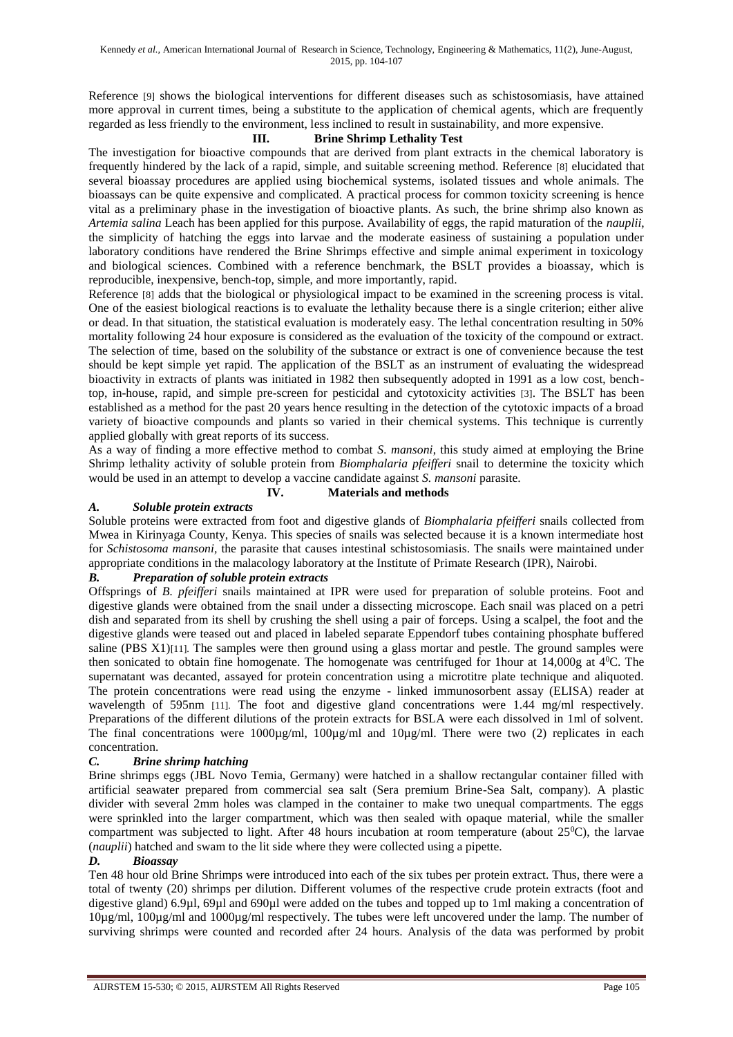Reference [9] shows the biological interventions for different diseases such as schistosomiasis, have attained more approval in current times, being a substitute to the application of chemical agents, which are frequently regarded as less friendly to the environment, less inclined to result in sustainability, and more expensive.

## III. Brine Shrimp Lethality Test

The investigation for bioactive compounds that are derived from plant extracts in the chemical laboratory is frequently hindered by the lack of a rapid, simple, and suitable screening method. Reference [8] elucidated that several bioassay procedures are applied using biochemical systems, isolated tissues and whole animals. The bioassays can be quite expensive and complicated. A practical process for common toxicity screening is hence vital as a preliminary phase in the investigation of bioactive plants. As such, the brine shrimp also known as *Artemia salina* Leach has been applied for this purpose. Availability of eggs, the rapid maturation of the *nauplii*, the simplicity of hatching the eggs into larvae and the moderate easiness of sustaining a population under laboratory conditions have rendered the Brine Shrimps effective and simple animal experiment in toxicology and biological sciences. Combined with a reference benchmark, the BSLT provides a bioassay, which is reproducible, inexpensive, bench-top, simple, and more importantly, rapid.

Reference [8] adds that the biological or physiological impact to be examined in the screening process is vital. One of the easiest biological reactions is to evaluate the lethality because there is a single criterion; either alive or dead. In that situation, the statistical evaluation is moderately easy. The lethal concentration resulting in 50% mortality following 24 hour exposure is considered as the evaluation of the toxicity of the compound or extract. The selection of time, based on the solubility of the substance or extract is one of convenience because the test should be kept simple yet rapid. The application of the BSLT as an instrument of evaluating the widespread bioactivity in extracts of plants was initiated in 1982 then subsequently adopted in 1991 as a low cost, bench-top, in-house, rapid, and simple pre-screen for pesticidal and cytotoxicity activities [3]. The BSLT has been established as a method for the past 20 years hence resulting in the detection of the cytotoxic impacts of a broad variety of bioactive compounds and plants so varied in their chemical systems. This technique is currently applied globally with great reports of its success.

As a way of finding a more effective method to combat *S. mansoni*, this study aimed at employing the Brine Shrimp lethality activity of soluble protein from *Biomphalaria pfeifferi* snail to determine the toxicity which would be used in an attempt to develop a vaccine candidate against *S. mansoni* parasite.

## IV. Materials and methods

### A. Soluble protein extracts

Soluble proteins were extracted from foot and digestive glands of *Biomphalaria pfeifferi* snails collected from Mwea in Kirinyaga County, Kenya. This species of snails was selected because it is a known intermediate host for *Schistosoma mansoni*, the parasite that causes intestinal schistosomiasis. The snails were maintained under appropriate conditions in the malacology laboratory at the Institute of Primate Research (IPR), Nairobi.

### B. Preparation of soluble protein extracts

Offsprings of *B. pfeifferi* snails maintained at IPR were used for preparation of soluble proteins. Foot and digestive glands were obtained from the snail under a dissecting microscope. Each snail was placed on a petri dish and separated from its shell by crushing the shell using a pair of forceps. Using a scalpel, the foot and the digestive glands were teased out and placed in labeled separate Eppendorf tubes containing phosphate buffered saline (PBS X1)[11]. The samples were then ground using a glass mortar and pestle. The ground samples were then sonicated to obtain fine homogenate. The homogenate was centrifuged for 1hour at 14,000g at $4^0$C. The supernatant was decanted, assayed for protein concentration using a microtitre plate technique and aliquoted. The protein concentrations were read using the enzyme - linked immunosorbent assay (ELISA) reader at wavelength of 595nm [11]. The foot and digestive gland concentrations were 1.44 mg/ml respectively. Preparations of the different dilutions of the protein extracts for BSLA were each dissolved in 1ml of solvent. The final concentrations were 1000µg/ml, 100µg/ml and 10µg/ml. There were two (2) replicates in each concentration.

### C. Brine shrimp hatching

Brine shrimps eggs (JBL Novo Temia, Germany) were hatched in a shallow rectangular container filled with artificial seawater prepared from commercial sea salt (Sera premium Brine-Sea Salt, company). A plastic divider with several 2mm holes was clamped in the container to make two unequal compartments. The eggs were sprinkled into the larger compartment, which was then sealed with opaque material, while the smaller compartment was subjected to light. After 48 hours incubation at room temperature (about $25^0$C), the larvae (*nauplii*) hatched and swam to the lit side where they were collected using a pipette.

### D. Bioassay

Ten 48 hour old Brine Shrimps were introduced into each of the six tubes per protein extract. Thus, there were a total of twenty (20) shrimps per dilution. Different volumes of the respective crude protein extracts (foot and digestive gland) 6.9µl, 69µl and 690µl were added on the tubes and topped up to 1ml making a concentration of 10µg/ml, 100µg/ml and 1000µg/ml respectively. The tubes were left uncovered under the lamp. The number of surviving shrimps were counted and recorded after 24 hours. Analysis of the data was performed by probit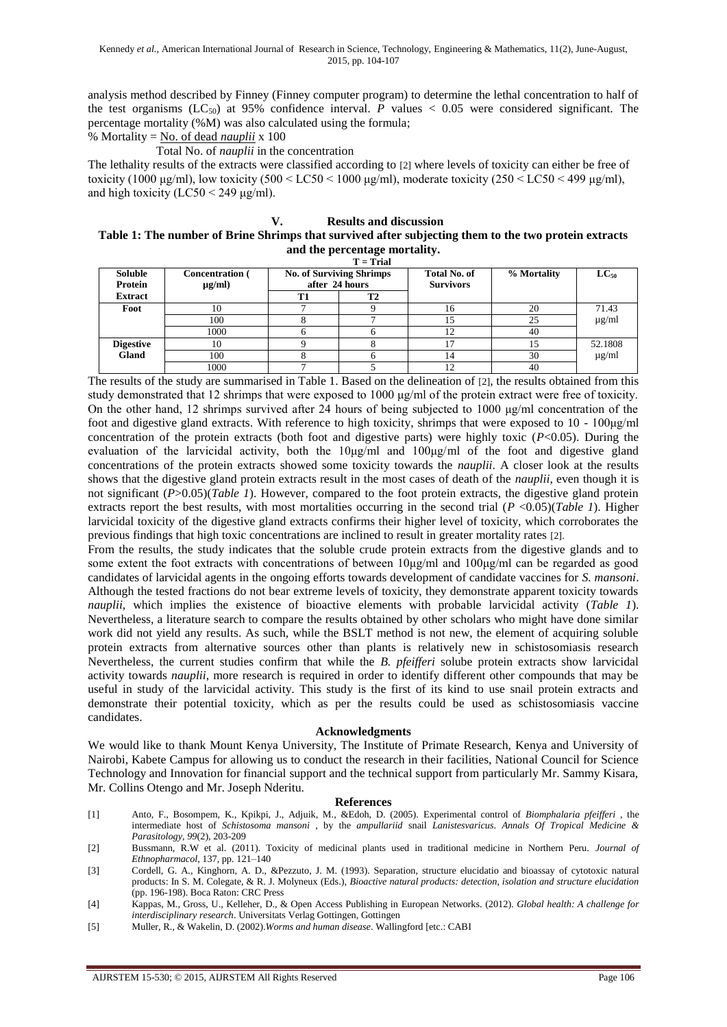analysis method described by Finney (Finney computer program) to determine the lethal concentration to half of the test organisms ($LC_{50}$) at 95% confidence interval. *P* values < 0.05 were considered significant. The percentage mortality (%M) was also calculated using the formula;

$$\% \text{ Mortality} = \frac{\text{No. of dead } nauplii}{\text{Total No. of } nauplii \text{ in the concentration}} \times 100$$

The lethality results of the extracts were classified according to [2] where levels of toxicity can either be free of toxicity (1000 μg/ml), low toxicity (500 < LC50 < 1000 μg/ml), moderate toxicity (250 < LC50 < 499 μg/ml), and high toxicity (LC50 < 249 μg/ml).

## V. Results and discussion

**Table 1: The number of Brine Shrimps that survived after subjecting them to the two protein extracts and the percentage mortality.**

**T = Trial**

| Soluble Protein Extract | Concentration ( μg/ml) | No. of Surviving Shrimps after 24 hours | | Total No. of Survivors | % Mortality | $LC_{50}$ |
|---|---|---|---|---|---|---|
| | | T1 | T2 | | | |
| Foot | 10 | 7 | 9 | 16 | 20 | 71.43 μg/ml |
| | 100 | 8 | 7 | 15 | 25 | |
| | 1000 | 6 | 6 | 12 | 40 | |
| Digestive Gland | 10 | 9 | 8 | 17 | 15 | 52.1808 μg/ml |
| | 100 | 8 | 6 | 14 | 30 | |
| | 1000 | 7 | 5 | 12 | 40 | |

The results of the study are summarised in Table 1. Based on the delineation of [2], the results obtained from this study demonstrated that 12 shrimps that were exposed to 1000 μg/ml of the protein extract were free of toxicity. On the other hand, 12 shrimps survived after 24 hours of being subjected to 1000 μg/ml concentration of the foot and digestive gland extracts. With reference to high toxicity, shrimps that were exposed to 10 - 100μg/ml concentration of the protein extracts (both foot and digestive parts) were highly toxic (*P*<0.05). During the evaluation of the larvicidal activity, both the 10μg/ml and 100μg/ml of the foot and digestive gland concentrations of the protein extracts showed some toxicity towards the *nauplii*. A closer look at the results shows that the digestive gland protein extracts result in the most cases of death of the *nauplii*, even though it is not significant (*P*>0.05)(*Table 1*). However, compared to the foot protein extracts, the digestive gland protein extracts report the best results, with most mortalities occurring in the second trial (*P* <0.05)(*Table 1*). Higher larvicidal toxicity of the digestive gland extracts confirms their higher level of toxicity, which corroborates the previous findings that high toxic concentrations are inclined to result in greater mortality rates [2].

From the results, the study indicates that the soluble crude protein extracts from the digestive glands and to some extent the foot extracts with concentrations of between 10μg/ml and 100μg/ml can be regarded as good candidates of larvicidal agents in the ongoing efforts towards development of candidate vaccines for *S. mansoni*. Although the tested fractions do not bear extreme levels of toxicity, they demonstrate apparent toxicity towards *nauplii*, which implies the existence of bioactive elements with probable larvicidal activity (*Table 1*). Nevertheless, a literature search to compare the results obtained by other scholars who might have done similar work did not yield any results. As such, while the BSLT method is not new, the element of acquiring soluble protein extracts from alternative sources other than plants is relatively new in schistosomiasis research Nevertheless, the current studies confirm that while the *B. pfeifferi* solube protein extracts show larvicidal activity towards *nauplii*, more research is required in order to identify different other compounds that may be useful in study of the larvicidal activity. This study is the first of its kind to use snail protein extracts and demonstrate their potential toxicity, which as per the results could be used as schistosomiasis vaccine candidates.

### Acknowledgments

We would like to thank Mount Kenya University, The Institute of Primate Research, Kenya and University of Nairobi, Kabete Campus for allowing us to conduct the research in their facilities, National Council for Science Technology and Innovation for financial support and the technical support from particularly Mr. Sammy Kisara, Mr. Collins Otengo and Mr. Joseph Nderitu.

### References

[1] Anto, F., Bosompem, K., Kpikpi, J., Adjuik, M., &Edoh, D. (2005). Experimental control of *Biomphalaria pfeifferi* , the intermediate host of *Schistosoma mansoni* , by the *ampullariid* snail *Lanistesvaricus*. *Annals Of Tropical Medicine & Parasitology, 99*(2), 203-209

[2] Bussmann, R.W et al. (2011). Toxicity of medicinal plants used in traditional medicine in Northern Peru. *Journal of Ethnopharmacol*, 137, pp. 121–140

[3] Cordell, G. A., Kinghorn, A. D., &Pezzuto, J. M. (1993). Separation, structure elucidatio and bioassay of cytotoxic natural products: In S. M. Colegate, & R. J. Molyneux (Eds.), *Bioactive natural products: detection, isolation and structure elucidation* (pp. 196-198). Boca Raton: CRC Press

[4] Kappas, M., Gross, U., Kelleher, D., & Open Access Publishing in European Networks. (2012). *Global health: A challenge for interdisciplinary research*. Universitats Verlag Gottingen, Gottingen

[5] Muller, R., & Wakelin, D. (2002).*Worms and human disease*. Wallingford [etc.: CABI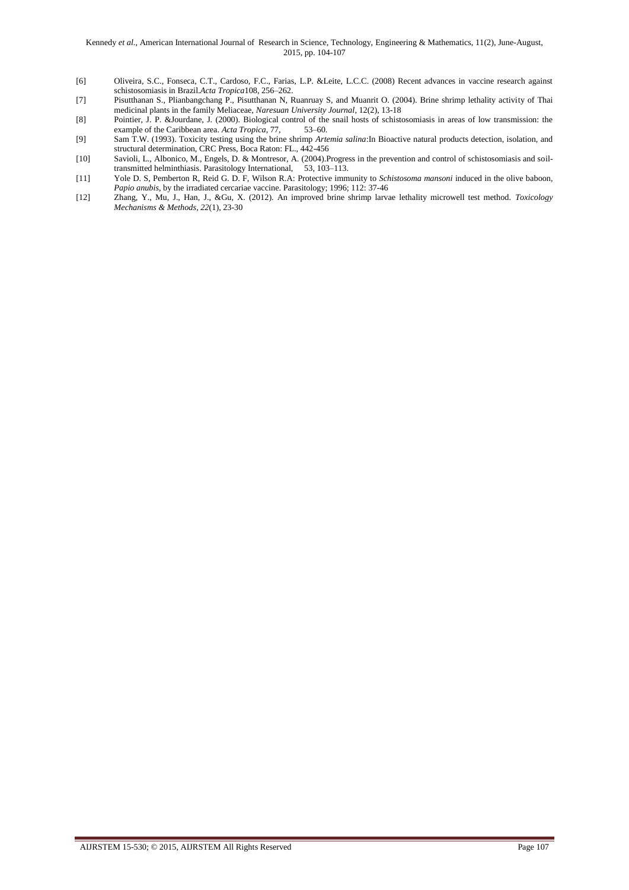[6] Oliveira, S.C., Fonseca, C.T., Cardoso, F.C., Farias, L.P. &Leite, L.C.C. (2008) Recent advances in vaccine research against schistosomiasis in Brazil.*Acta Tropica*108, 256–262.

[7] Pisutthanan S., Plianbangchang P., Pisutthanan N, Ruanruay S, and Muanrit O. (2004). Brine shrimp lethality activity of Thai medicinal plants in the family Meliaceae, *Naresuan University Journal*, 12(2), 13-18

[8] Pointier, J. P. &Jourdane, J. (2000). Biological control of the snail hosts of schistosomiasis in areas of low transmission: the example of the Caribbean area. *Acta Tropica*, 77, 53–60.

[9] Sam T.W. (1993). Toxicity testing using the brine shrimp *Artemia salina*:In Bioactive natural products detection, isolation, and structural determination, CRC Press, Boca Raton: FL., 442-456

[10] Savioli, L., Albonico, M., Engels, D. & Montresor, A. (2004).Progress in the prevention and control of schistosomiasis and soil-transmitted helminthiasis. Parasitology International, 53, 103–113.

[11] Yole D. S, Pemberton R, Reid G. D. F, Wilson R.A: Protective immunity to *Schistosoma mansoni* induced in the olive baboon, *Papio anubis*, by the irradiated cercariae vaccine. Parasitology; 1996; 112: 37-46

[12] Zhang, Y., Mu, J., Han, J., &Gu, X. (2012). An improved brine shrimp larvae lethality microwell test method. *Toxicology Mechanisms & Methods*, *22*(1), 23-30